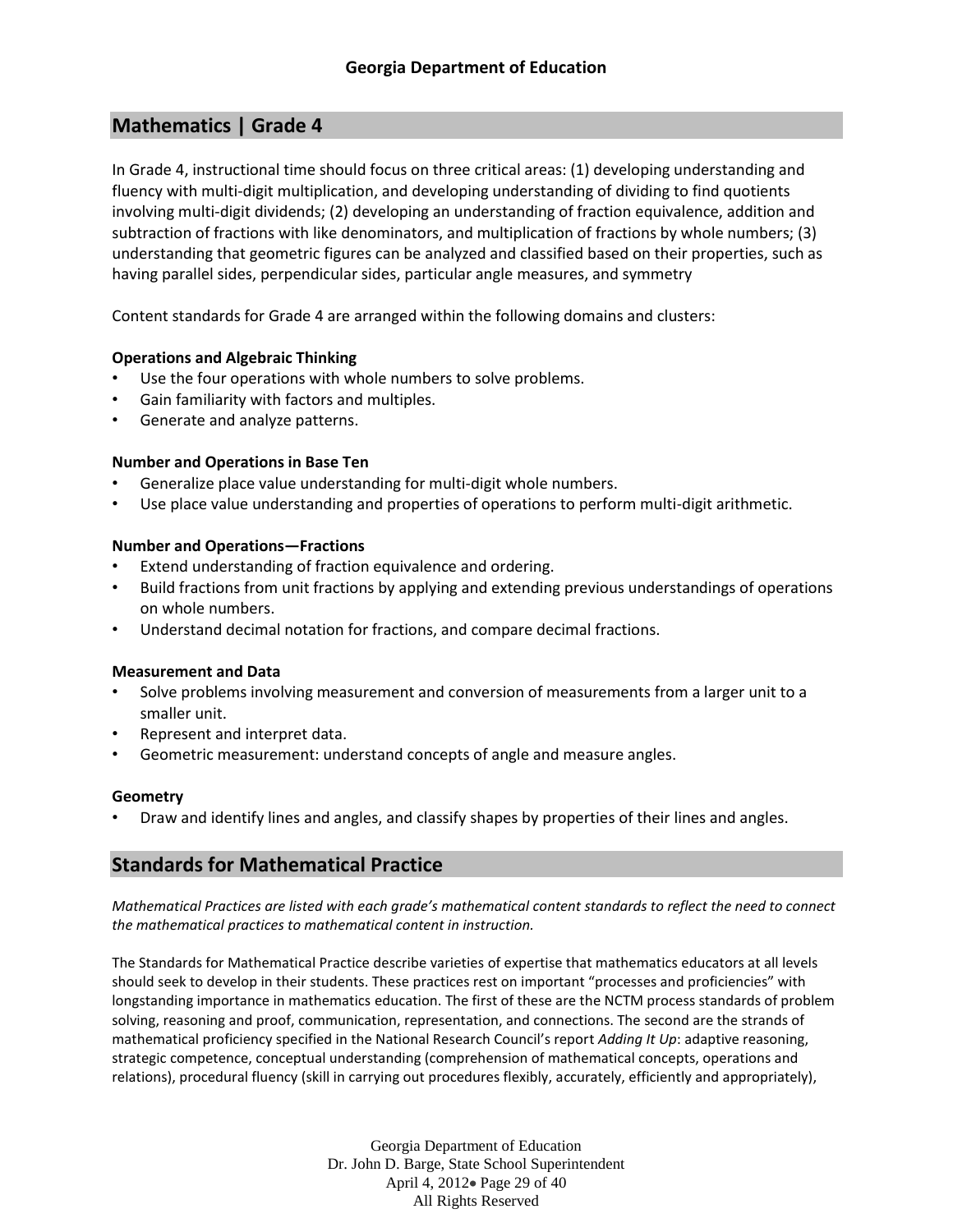## Mathematics | Grade 4

In Grade 4, instructional time should focus on three critical areas: (1) developing understanding and fluency with multi-digit multiplication, and developing understanding of dividing to find quotients involving multi-digit dividends; (2) developing an understanding of fraction equivalence, addition and subtraction of fractions with like denominators, and multiplication of fractions by whole numbers; (3) understanding that geometric figures can be analyzed and classified based on their properties, such as having parallel sides, perpendicular sides, particular angle measures, and symmetry

Content standards for Grade 4 are arranged within the following domains and clusters:

**Operations and Algebraic Thinking**

- Use the four operations with whole numbers to solve problems.
- Gain familiarity with factors and multiples.
- Generate and analyze patterns.

**Number and Operations in Base Ten**

- Generalize place value understanding for multi-digit whole numbers.
- Use place value understanding and properties of operations to perform multi-digit arithmetic.

**Number and Operations—Fractions**

- Extend understanding of fraction equivalence and ordering.
- Build fractions from unit fractions by applying and extending previous understandings of operations on whole numbers.
- Understand decimal notation for fractions, and compare decimal fractions.

**Measurement and Data**

- Solve problems involving measurement and conversion of measurements from a larger unit to a smaller unit.
- Represent and interpret data.
- Geometric measurement: understand concepts of angle and measure angles.

**Geometry**

- Draw and identify lines and angles, and classify shapes by properties of their lines and angles.

## Standards for Mathematical Practice

*Mathematical Practices are listed with each grade's mathematical content standards to reflect the need to connect the mathematical practices to mathematical content in instruction.*

The Standards for Mathematical Practice describe varieties of expertise that mathematics educators at all levels should seek to develop in their students. These practices rest on important "processes and proficiencies" with longstanding importance in mathematics education. The first of these are the NCTM process standards of problem solving, reasoning and proof, communication, representation, and connections. The second are the strands of mathematical proficiency specified in the National Research Council's report *Adding It Up*: adaptive reasoning, strategic competence, conceptual understanding (comprehension of mathematical concepts, operations and relations), procedural fluency (skill in carrying out procedures flexibly, accurately, efficiently and appropriately),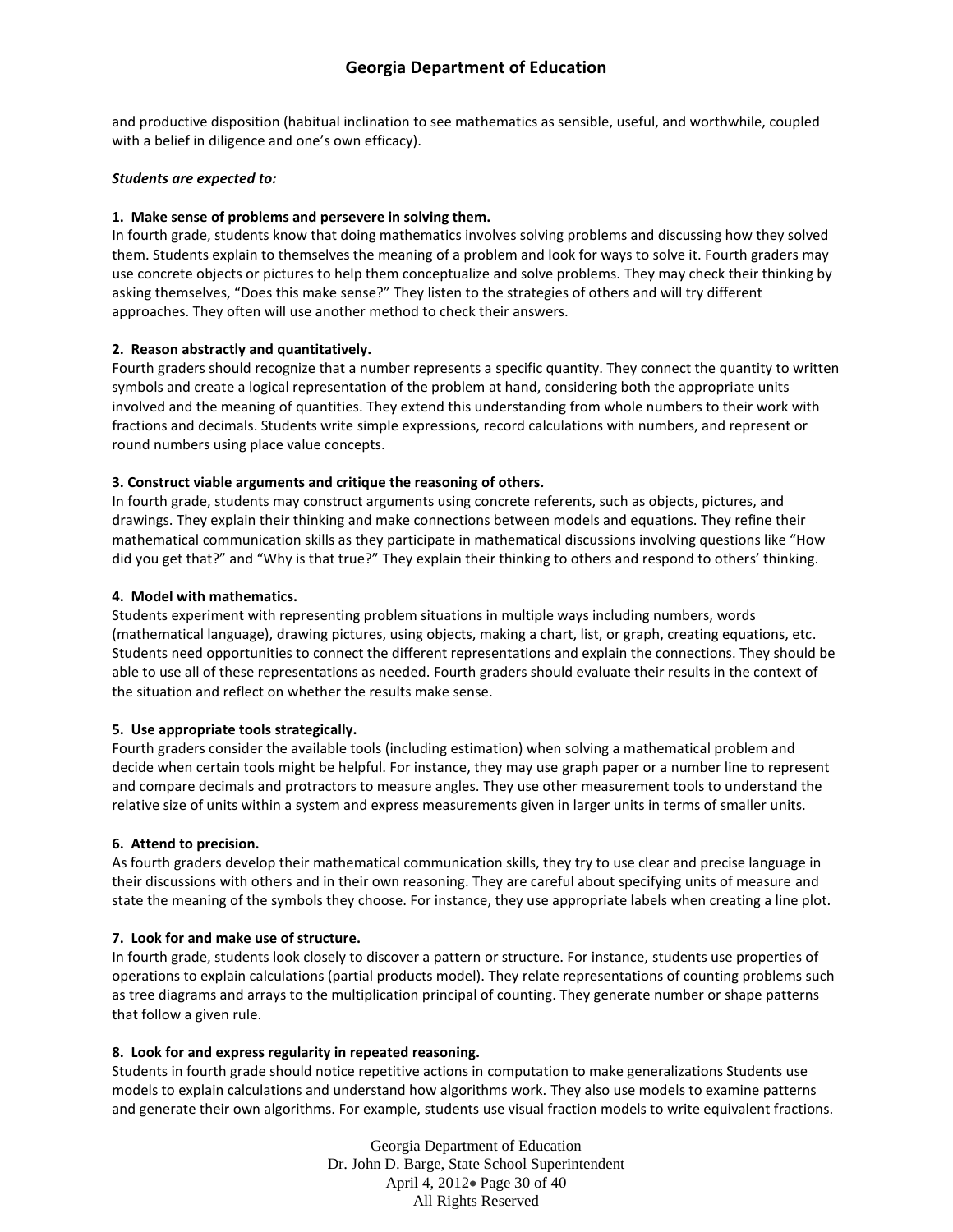and productive disposition (habitual inclination to see mathematics as sensible, useful, and worthwhile, coupled with a belief in diligence and one's own efficacy).

***Students are expected to:***

**1. Make sense of problems and persevere in solving them.**
In fourth grade, students know that doing mathematics involves solving problems and discussing how they solved them. Students explain to themselves the meaning of a problem and look for ways to solve it. Fourth graders may use concrete objects or pictures to help them conceptualize and solve problems. They may check their thinking by asking themselves, "Does this make sense?" They listen to the strategies of others and will try different approaches. They often will use another method to check their answers.

**2. Reason abstractly and quantitatively.**
Fourth graders should recognize that a number represents a specific quantity. They connect the quantity to written symbols and create a logical representation of the problem at hand, considering both the appropriate units involved and the meaning of quantities. They extend this understanding from whole numbers to their work with fractions and decimals. Students write simple expressions, record calculations with numbers, and represent or round numbers using place value concepts.

**3. Construct viable arguments and critique the reasoning of others.**
In fourth grade, students may construct arguments using concrete referents, such as objects, pictures, and drawings. They explain their thinking and make connections between models and equations. They refine their mathematical communication skills as they participate in mathematical discussions involving questions like "How did you get that?" and "Why is that true?" They explain their thinking to others and respond to others' thinking.

**4. Model with mathematics.**
Students experiment with representing problem situations in multiple ways including numbers, words (mathematical language), drawing pictures, using objects, making a chart, list, or graph, creating equations, etc. Students need opportunities to connect the different representations and explain the connections. They should be able to use all of these representations as needed. Fourth graders should evaluate their results in the context of the situation and reflect on whether the results make sense.

**5. Use appropriate tools strategically.**
Fourth graders consider the available tools (including estimation) when solving a mathematical problem and decide when certain tools might be helpful. For instance, they may use graph paper or a number line to represent and compare decimals and protractors to measure angles. They use other measurement tools to understand the relative size of units within a system and express measurements given in larger units in terms of smaller units.

**6. Attend to precision.**
As fourth graders develop their mathematical communication skills, they try to use clear and precise language in their discussions with others and in their own reasoning. They are careful about specifying units of measure and state the meaning of the symbols they choose. For instance, they use appropriate labels when creating a line plot.

**7. Look for and make use of structure.**
In fourth grade, students look closely to discover a pattern or structure. For instance, students use properties of operations to explain calculations (partial products model). They relate representations of counting problems such as tree diagrams and arrays to the multiplication principal of counting. They generate number or shape patterns that follow a given rule.

**8. Look for and express regularity in repeated reasoning.**
Students in fourth grade should notice repetitive actions in computation to make generalizations Students use models to explain calculations and understand how algorithms work. They also use models to examine patterns and generate their own algorithms. For example, students use visual fraction models to write equivalent fractions.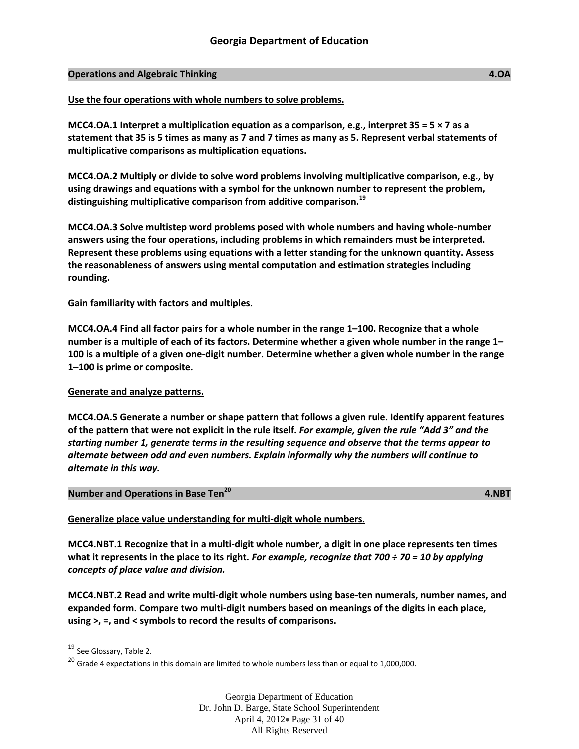## Operations and Algebraic Thinking 4.OA

**Use the four operations with whole numbers to solve problems.**

**MCC4.OA.1 Interpret a multiplication equation as a comparison, e.g., interpret 35 = 5 × 7 as a statement that 35 is 5 times as many as 7 and 7 times as many as 5. Represent verbal statements of multiplicative comparisons as multiplication equations.**

**MCC4.OA.2 Multiply or divide to solve word problems involving multiplicative comparison, e.g., by using drawings and equations with a symbol for the unknown number to represent the problem, distinguishing multiplicative comparison from additive comparison.[19]**

**MCC4.OA.3 Solve multistep word problems posed with whole numbers and having whole-number answers using the four operations, including problems in which remainders must be interpreted. Represent these problems using equations with a letter standing for the unknown quantity. Assess the reasonableness of answers using mental computation and estimation strategies including rounding.**

**Gain familiarity with factors and multiples.**

**MCC4.OA.4 Find all factor pairs for a whole number in the range 1–100. Recognize that a whole number is a multiple of each of its factors. Determine whether a given whole number in the range 1–100 is a multiple of a given one-digit number. Determine whether a given whole number in the range 1–100 is prime or composite.**

**Generate and analyze patterns.**

**MCC4.OA.5 Generate a number or shape pattern that follows a given rule. Identify apparent features of the pattern that were not explicit in the rule itself.** ***For example, given the rule "Add 3" and the starting number 1, generate terms in the resulting sequence and observe that the terms appear to alternate between odd and even numbers. Explain informally why the numbers will continue to alternate in this way.***

## Number and Operations in Base Ten[20] 4.NBT

**Generalize place value understanding for multi-digit whole numbers.**

**MCC4.NBT.1 Recognize that in a multi-digit whole number, a digit in one place represents ten times what it represents in the place to its right.** ***For example, recognize that 700 ÷ 70 = 10 by applying concepts of place value and division.***

**MCC4.NBT.2 Read and write multi-digit whole numbers using base-ten numerals, number names, and expanded form. Compare two multi-digit numbers based on meanings of the digits in each place, using >, =, and < symbols to record the results of comparisons.**

---

[19] See Glossary, Table 2.

[20] Grade 4 expectations in this domain are limited to whole numbers less than or equal to 1,000,000.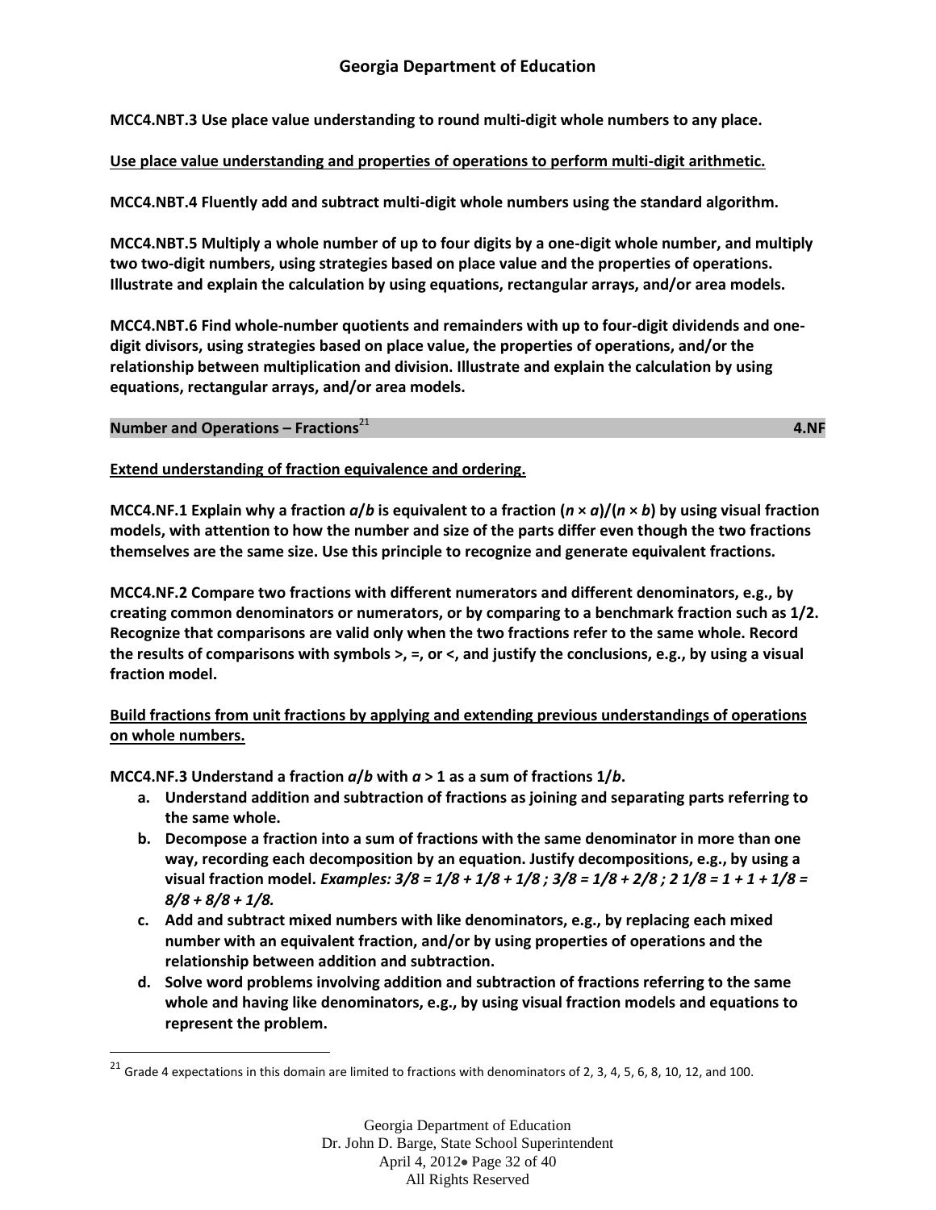**MCC4.NBT.3 Use place value understanding to round multi-digit whole numbers to any place.**

**Use place value understanding and properties of operations to perform multi-digit arithmetic.**

**MCC4.NBT.4 Fluently add and subtract multi-digit whole numbers using the standard algorithm.**

**MCC4.NBT.5 Multiply a whole number of up to four digits by a one-digit whole number, and multiply two two-digit numbers, using strategies based on place value and the properties of operations. Illustrate and explain the calculation by using equations, rectangular arrays, and/or area models.**

**MCC4.NBT.6 Find whole-number quotients and remainders with up to four-digit dividends and one-digit divisors, using strategies based on place value, the properties of operations, and/or the relationship between multiplication and division. Illustrate and explain the calculation by using equations, rectangular arrays, and/or area models.**

## Number and Operations – Fractions[21] 4.NF

**Extend understanding of fraction equivalence and ordering.**

**MCC4.NF.1 Explain why a fraction $a/b$ is equivalent to a fraction $(n \times a)/(n \times b)$ by using visual fraction models, with attention to how the number and size of the parts differ even though the two fractions themselves are the same size. Use this principle to recognize and generate equivalent fractions.**

**MCC4.NF.2 Compare two fractions with different numerators and different denominators, e.g., by creating common denominators or numerators, or by comparing to a benchmark fraction such as 1/2. Recognize that comparisons are valid only when the two fractions refer to the same whole. Record the results of comparisons with symbols >, =, or <, and justify the conclusions, e.g., by using a visual fraction model.**

**Build fractions from unit fractions by applying and extending previous understandings of operations on whole numbers.**

**MCC4.NF.3 Understand a fraction $a/b$ with $a > 1$ as a sum of fractions $1/b$.**

- **a. Understand addition and subtraction of fractions as joining and separating parts referring to the same whole.**
- **b. Decompose a fraction into a sum of fractions with the same denominator in more than one way, recording each decomposition by an equation. Justify decompositions, e.g., by using a visual fraction model.** ***Examples: 3/8 = 1/8 + 1/8 + 1/8 ; 3/8 = 1/8 + 2/8 ; 2 1/8 = 1 + 1 + 1/8 = 8/8 + 8/8 + 1/8.***
- **c. Add and subtract mixed numbers with like denominators, e.g., by replacing each mixed number with an equivalent fraction, and/or by using properties of operations and the relationship between addition and subtraction.**
- **d. Solve word problems involving addition and subtraction of fractions referring to the same whole and having like denominators, e.g., by using visual fraction models and equations to represent the problem.**

[21] Grade 4 expectations in this domain are limited to fractions with denominators of 2, 3, 4, 5, 6, 8, 10, 12, and 100.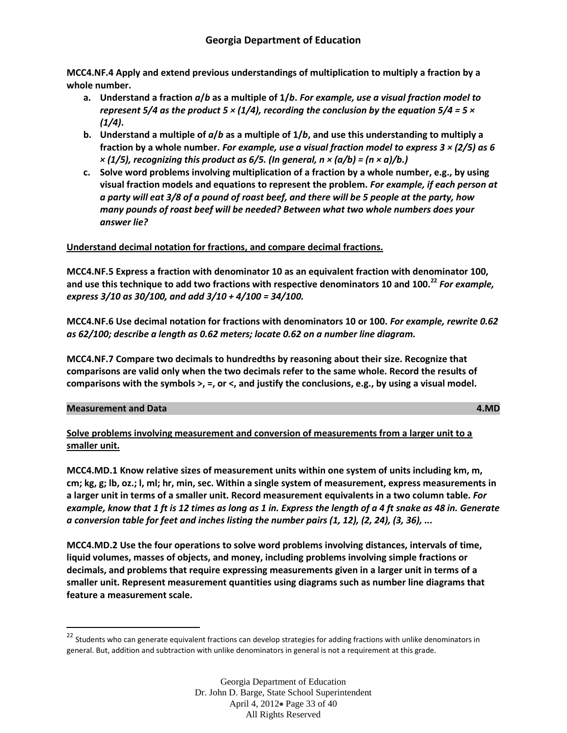**MCC4.NF.4 Apply and extend previous understandings of multiplication to multiply a fraction by a whole number.**

a. **Understand a fraction $a/b$ as a multiple of $1/b$.** ***For example, use a visual fraction model to represent 5/4 as the product 5 × (1/4), recording the conclusion by the equation 5/4 = 5 × (1/4).***
b. **Understand a multiple of $a/b$ as a multiple of $1/b$, and use this understanding to multiply a fraction by a whole number.** ***For example, use a visual fraction model to express 3 × (2/5) as 6 × (1/5), recognizing this product as 6/5. (In general, n × (a/b) = (n × a)/b.)***
c. **Solve word problems involving multiplication of a fraction by a whole number, e.g., by using visual fraction models and equations to represent the problem.** ***For example, if each person at a party will eat 3/8 of a pound of roast beef, and there will be 5 people at the party, how many pounds of roast beef will be needed? Between what two whole numbers does your answer lie?***

**Understand decimal notation for fractions, and compare decimal fractions.**

**MCC4.NF.5 Express a fraction with denominator 10 as an equivalent fraction with denominator 100, and use this technique to add two fractions with respective denominators 10 and 100.[22]** ***For example, express 3/10 as 30/100, and add 3/10 + 4/100 = 34/100.***

**MCC4.NF.6 Use decimal notation for fractions with denominators 10 or 100.** ***For example, rewrite 0.62 as 62/100; describe a length as 0.62 meters; locate 0.62 on a number line diagram.***

**MCC4.NF.7 Compare two decimals to hundredths by reasoning about their size. Recognize that comparisons are valid only when the two decimals refer to the same whole. Record the results of comparisons with the symbols >, =, or <, and justify the conclusions, e.g., by using a visual model.**

## Measurement and Data 4.MD

**Solve problems involving measurement and conversion of measurements from a larger unit to a smaller unit.**

**MCC4.MD.1 Know relative sizes of measurement units within one system of units including km, m, cm; kg, g; lb, oz.; l, ml; hr, min, sec. Within a single system of measurement, express measurements in a larger unit in terms of a smaller unit. Record measurement equivalents in a two column table.** ***For example, know that 1 ft is 12 times as long as 1 in. Express the length of a 4 ft snake as 48 in. Generate a conversion table for feet and inches listing the number pairs (1, 12), (2, 24), (3, 36), ...***

**MCC4.MD.2 Use the four operations to solve word problems involving distances, intervals of time, liquid volumes, masses of objects, and money, including problems involving simple fractions or decimals, and problems that require expressing measurements given in a larger unit in terms of a smaller unit. Represent measurement quantities using diagrams such as number line diagrams that feature a measurement scale.**

---

[22] Students who can generate equivalent fractions can develop strategies for adding fractions with unlike denominators in general. But, addition and subtraction with unlike denominators in general is not a requirement at this grade.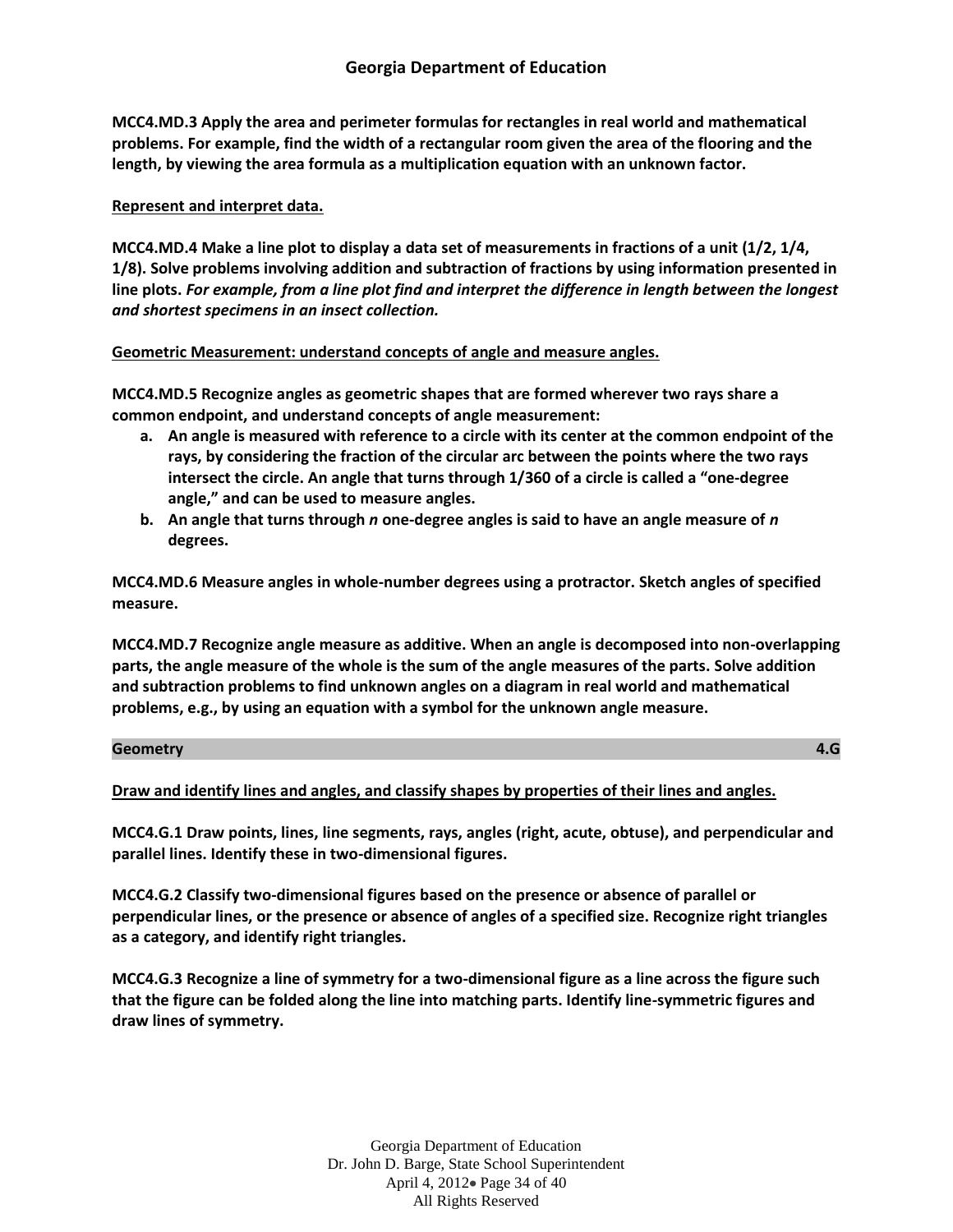**MCC4.MD.3 Apply the area and perimeter formulas for rectangles in real world and mathematical problems. For example, find the width of a rectangular room given the area of the flooring and the length, by viewing the area formula as a multiplication equation with an unknown factor.**

**Represent and interpret data.**

**MCC4.MD.4 Make a line plot to display a data set of measurements in fractions of a unit (1/2, 1/4, 1/8). Solve problems involving addition and subtraction of fractions by using information presented in line plots.** ***For example, from a line plot find and interpret the difference in length between the longest and shortest specimens in an insect collection.***

**Geometric Measurement: understand concepts of angle and measure angles.**

**MCC4.MD.5 Recognize angles as geometric shapes that are formed wherever two rays share a common endpoint, and understand concepts of angle measurement:**

a. **An angle is measured with reference to a circle with its center at the common endpoint of the rays, by considering the fraction of the circular arc between the points where the two rays intersect the circle. An angle that turns through 1/360 of a circle is called a "one-degree angle," and can be used to measure angles.**
b. **An angle that turns through *n* one-degree angles is said to have an angle measure of *n* degrees.**

**MCC4.MD.6 Measure angles in whole-number degrees using a protractor. Sketch angles of specified measure.**

**MCC4.MD.7 Recognize angle measure as additive. When an angle is decomposed into non-overlapping parts, the angle measure of the whole is the sum of the angle measures of the parts. Solve addition and subtraction problems to find unknown angles on a diagram in real world and mathematical problems, e.g., by using an equation with a symbol for the unknown angle measure.**

## Geometry 4.G

**Draw and identify lines and angles, and classify shapes by properties of their lines and angles.**

**MCC4.G.1 Draw points, lines, line segments, rays, angles (right, acute, obtuse), and perpendicular and parallel lines. Identify these in two-dimensional figures.**

**MCC4.G.2 Classify two-dimensional figures based on the presence or absence of parallel or perpendicular lines, or the presence or absence of angles of a specified size. Recognize right triangles as a category, and identify right triangles.**

**MCC4.G.3 Recognize a line of symmetry for a two-dimensional figure as a line across the figure such that the figure can be folded along the line into matching parts. Identify line-symmetric figures and draw lines of symmetry.**